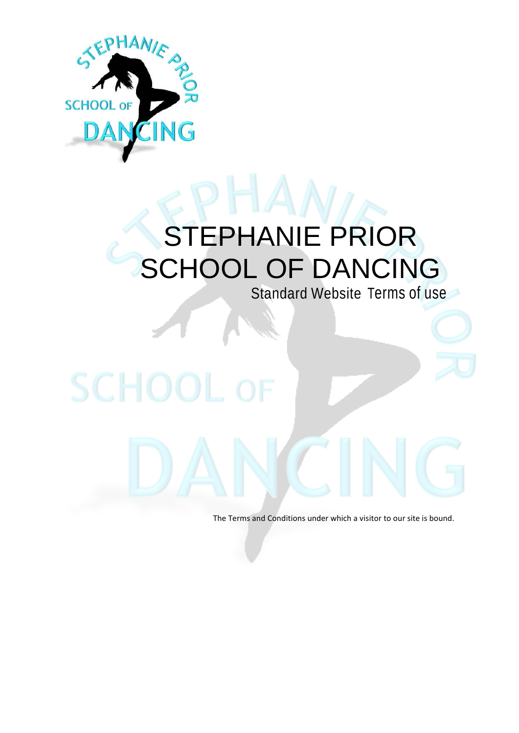# STEPHANIE PRIOR SCHOOL OF DANCING

Standard Website Terms of use

The Terms and Conditions under which a visitor to our site is bound.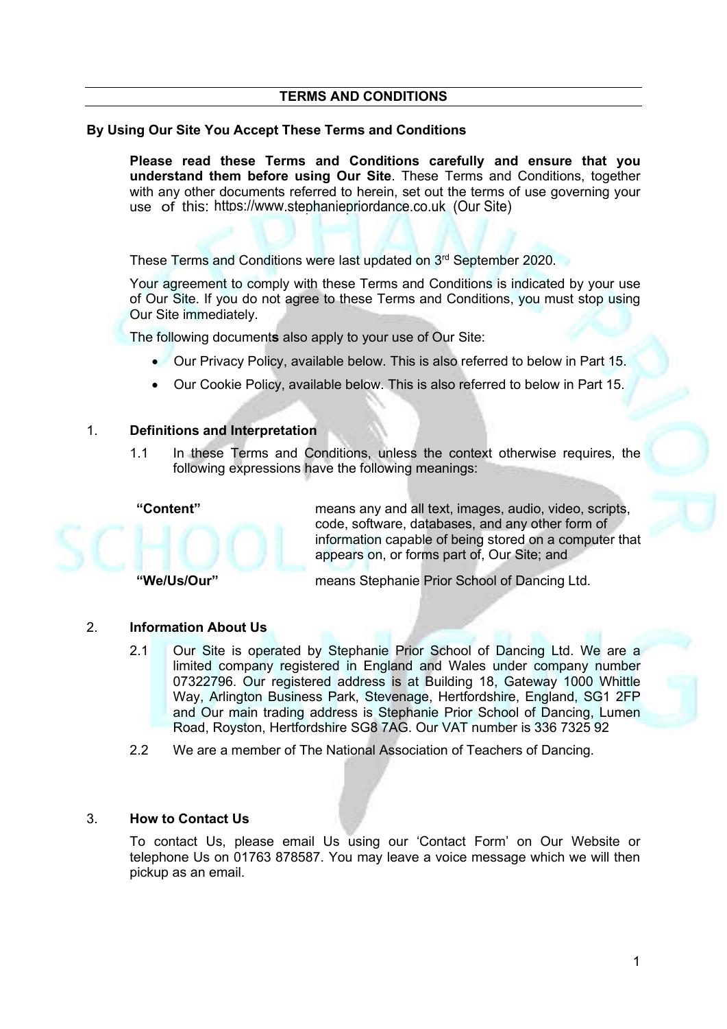## TERMS AND CONDITIONS

### By Using Our Site You Accept These Terms and Conditions

**Please read these Terms and Conditions carefully and ensure that you understand them before using Our Site**. These Terms and Conditions, together with any other documents referred to herein, set out the terms of use governing your use of this: https://www.stephaniepriordance.co.uk (Our Site)

These Terms and Conditions were last updated on 3rd September 2020.

Your agreement to comply with these Terms and Conditions is indicated by your use of Our Site. If you do not agree to these Terms and Conditions, you must stop using Our Site immediately.

The following documents also apply to your use of Our Site:

- Our Privacy Policy, available below. This is also referred to below in Part 15.
- Our Cookie Policy, available below. This is also referred to below in Part 15.

### 1. Definitions and Interpretation

1.1 In these Terms and Conditions, unless the context otherwise requires, the following expressions have the following meanings:

| | |
|---|---|
| **"Content"** | means any and all text, images, audio, video, scripts, code, software, databases, and any other form of information capable of being stored on a computer that appears on, or forms part of, Our Site; and |
| **"We/Us/Our"** | means Stephanie Prior School of Dancing Ltd. |

### 2. Information About Us

2.1 Our Site is operated by Stephanie Prior School of Dancing Ltd. We are a limited company registered in England and Wales under company number 07322796. Our registered address is at Building 18, Gateway 1000 Whittle Way, Arlington Business Park, Stevenage, Hertfordshire, England, SG1 2FP and Our main trading address is Stephanie Prior School of Dancing, Lumen Road, Royston, Hertfordshire SG8 7AG. Our VAT number is 336 7325 92

2.2 We are a member of The National Association of Teachers of Dancing.

### 3. How to Contact Us

To contact Us, please email Us using our 'Contact Form' on Our Website or telephone Us on 01763 878587. You may leave a voice message which we will then pickup as an email.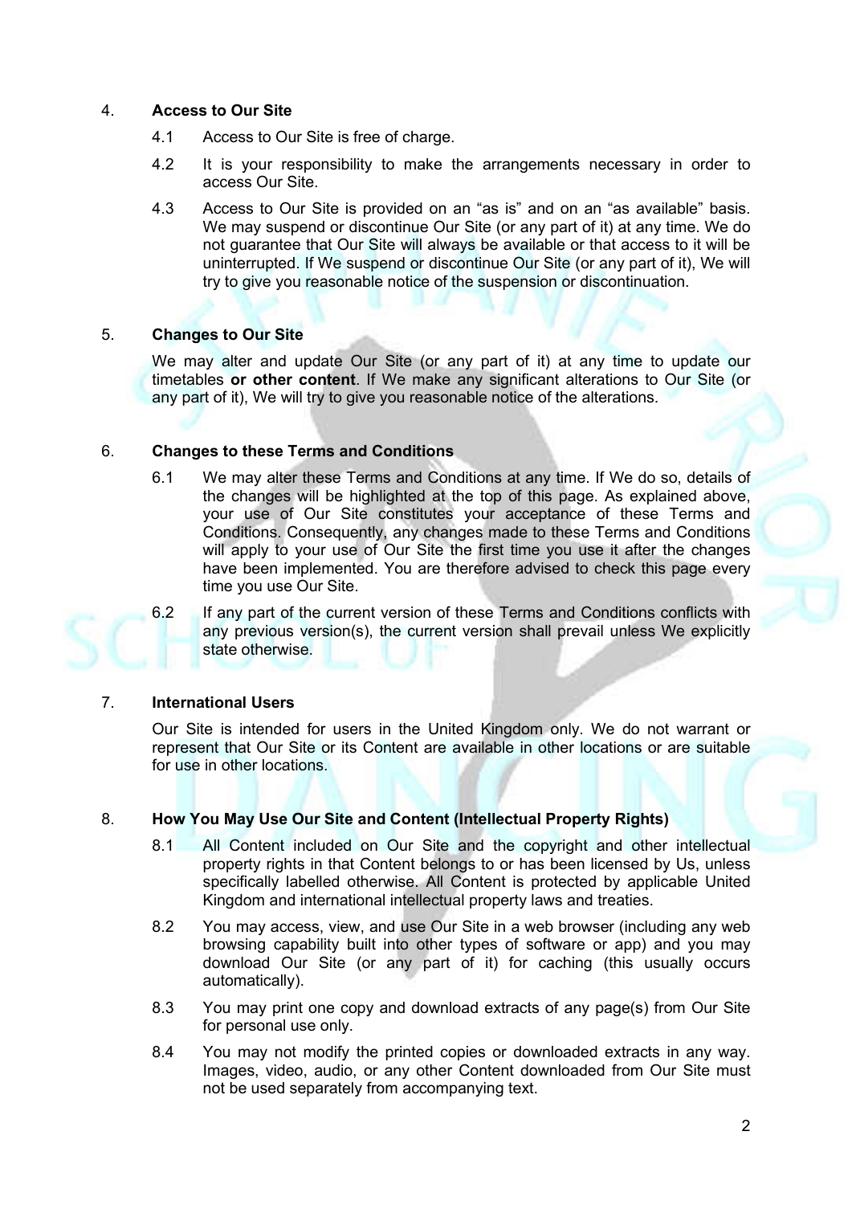## 4. Access to Our Site

4.1 Access to Our Site is free of charge.

4.2 It is your responsibility to make the arrangements necessary in order to access Our Site.

4.3 Access to Our Site is provided on an "as is" and on an "as available" basis. We may suspend or discontinue Our Site (or any part of it) at any time. We do not guarantee that Our Site will always be available or that access to it will be uninterrupted. If We suspend or discontinue Our Site (or any part of it), We will try to give you reasonable notice of the suspension or discontinuation.

## 5. Changes to Our Site

We may alter and update Our Site (or any part of it) at any time to update our timetables **or other content**. If We make any significant alterations to Our Site (or any part of it), We will try to give you reasonable notice of the alterations.

## 6. Changes to these Terms and Conditions

6.1 We may alter these Terms and Conditions at any time. If We do so, details of the changes will be highlighted at the top of this page. As explained above, your use of Our Site constitutes your acceptance of these Terms and Conditions. Consequently, any changes made to these Terms and Conditions will apply to your use of Our Site the first time you use it after the changes have been implemented. You are therefore advised to check this page every time you use Our Site.

6.2 If any part of the current version of these Terms and Conditions conflicts with any previous version(s), the current version shall prevail unless We explicitly state otherwise.

## 7. International Users

Our Site is intended for users in the United Kingdom only. We do not warrant or represent that Our Site or its Content are available in other locations or are suitable for use in other locations.

## 8. How You May Use Our Site and Content (Intellectual Property Rights)

8.1 All Content included on Our Site and the copyright and other intellectual property rights in that Content belongs to or has been licensed by Us, unless specifically labelled otherwise. All Content is protected by applicable United Kingdom and international intellectual property laws and treaties.

8.2 You may access, view, and use Our Site in a web browser (including any web browsing capability built into other types of software or app) and you may download Our Site (or any part of it) for caching (this usually occurs automatically).

8.3 You may print one copy and download extracts of any page(s) from Our Site for personal use only.

8.4 You may not modify the printed copies or downloaded extracts in any way. Images, video, audio, or any other Content downloaded from Our Site must not be used separately from accompanying text.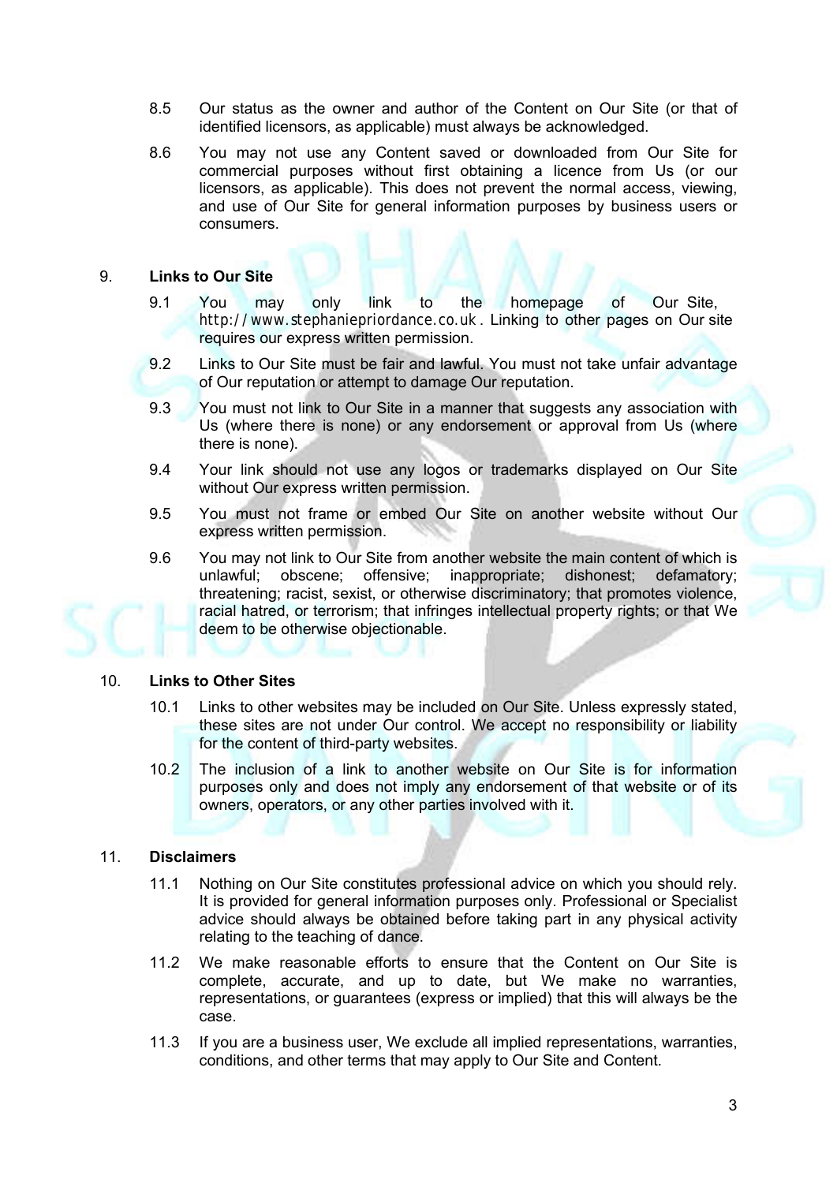8.5 Our status as the owner and author of the Content on Our Site (or that of identified licensors, as applicable) must always be acknowledged.

8.6 You may not use any Content saved or downloaded from Our Site for commercial purposes without first obtaining a licence from Us (or our licensors, as applicable). This does not prevent the normal access, viewing, and use of Our Site for general information purposes by business users or consumers.

## 9. Links to Our Site

9.1 You may only link to the homepage of Our Site, http://www.stephaniepriordance.co.uk. Linking to other pages on Our site requires our express written permission.

9.2 Links to Our Site must be fair and lawful. You must not take unfair advantage of Our reputation or attempt to damage Our reputation.

9.3 You must not link to Our Site in a manner that suggests any association with Us (where there is none) or any endorsement or approval from Us (where there is none).

9.4 Your link should not use any logos or trademarks displayed on Our Site without Our express written permission.

9.5 You must not frame or embed Our Site on another website without Our express written permission.

9.6 You may not link to Our Site from another website the main content of which is unlawful; obscene; offensive; inappropriate; dishonest; defamatory; threatening; racist, sexist, or otherwise discriminatory; that promotes violence, racial hatred, or terrorism; that infringes intellectual property rights; or that We deem to be otherwise objectionable.

## 10. Links to Other Sites

10.1 Links to other websites may be included on Our Site. Unless expressly stated, these sites are not under Our control. We accept no responsibility or liability for the content of third-party websites.

10.2 The inclusion of a link to another website on Our Site is for information purposes only and does not imply any endorsement of that website or of its owners, operators, or any other parties involved with it.

## 11. Disclaimers

11.1 Nothing on Our Site constitutes professional advice on which you should rely. It is provided for general information purposes only. Professional or Specialist advice should always be obtained before taking part in any physical activity relating to the teaching of dance.

11.2 We make reasonable efforts to ensure that the Content on Our Site is complete, accurate, and up to date, but We make no warranties, representations, or guarantees (express or implied) that this will always be the case.

11.3 If you are a business user, We exclude all implied representations, warranties, conditions, and other terms that may apply to Our Site and Content.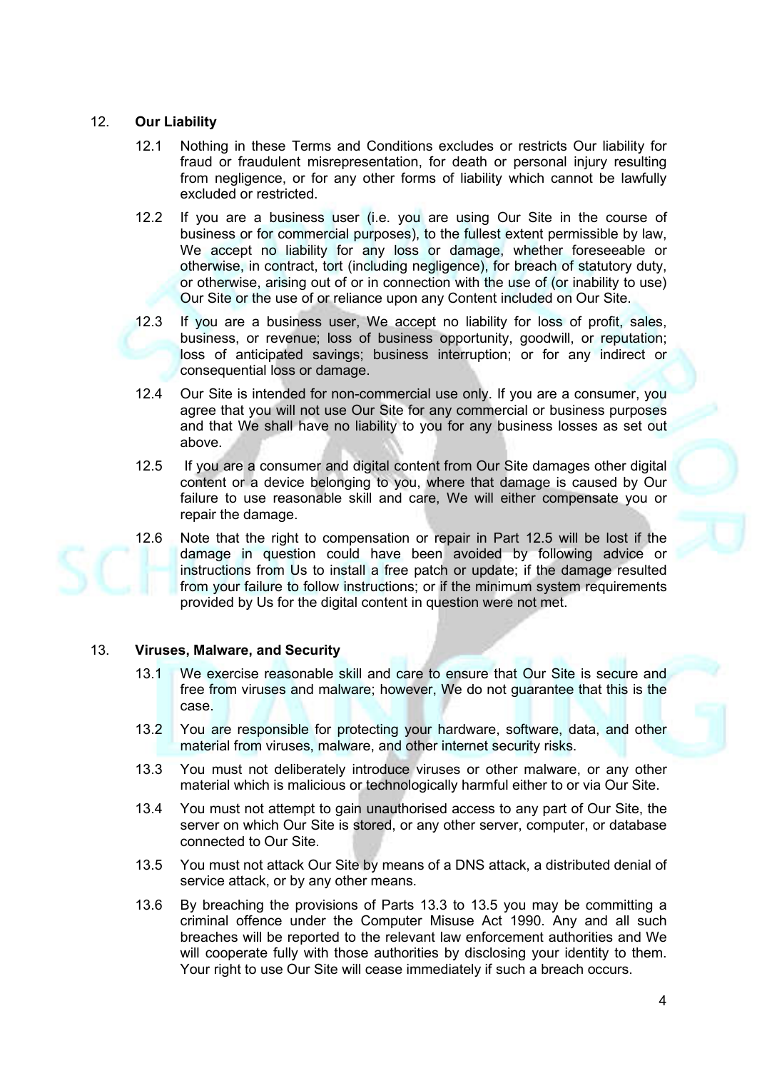## 12. Our Liability

12.1 Nothing in these Terms and Conditions excludes or restricts Our liability for fraud or fraudulent misrepresentation, for death or personal injury resulting from negligence, or for any other forms of liability which cannot be lawfully excluded or restricted.

12.2 If you are a business user (i.e. you are using Our Site in the course of business or for commercial purposes), to the fullest extent permissible by law, We accept no liability for any loss or damage, whether foreseeable or otherwise, in contract, tort (including negligence), for breach of statutory duty, or otherwise, arising out of or in connection with the use of (or inability to use) Our Site or the use of or reliance upon any Content included on Our Site.

12.3 If you are a business user, We accept no liability for loss of profit, sales, business, or revenue; loss of business opportunity, goodwill, or reputation; loss of anticipated savings; business interruption; or for any indirect or consequential loss or damage.

12.4 Our Site is intended for non-commercial use only. If you are a consumer, you agree that you will not use Our Site for any commercial or business purposes and that We shall have no liability to you for any business losses as set out above.

12.5 If you are a consumer and digital content from Our Site damages other digital content or a device belonging to you, where that damage is caused by Our failure to use reasonable skill and care, We will either compensate you or repair the damage.

12.6 Note that the right to compensation or repair in Part 12.5 will be lost if the damage in question could have been avoided by following advice or instructions from Us to install a free patch or update; if the damage resulted from your failure to follow instructions; or if the minimum system requirements provided by Us for the digital content in question were not met.

## 13. Viruses, Malware, and Security

13.1 We exercise reasonable skill and care to ensure that Our Site is secure and free from viruses and malware; however, We do not guarantee that this is the case.

13.2 You are responsible for protecting your hardware, software, data, and other material from viruses, malware, and other internet security risks.

13.3 You must not deliberately introduce viruses or other malware, or any other material which is malicious or technologically harmful either to or via Our Site.

13.4 You must not attempt to gain unauthorised access to any part of Our Site, the server on which Our Site is stored, or any other server, computer, or database connected to Our Site.

13.5 You must not attack Our Site by means of a DNS attack, a distributed denial of service attack, or by any other means.

13.6 By breaching the provisions of Parts 13.3 to 13.5 you may be committing a criminal offence under the Computer Misuse Act 1990. Any and all such breaches will be reported to the relevant law enforcement authorities and We will cooperate fully with those authorities by disclosing your identity to them. Your right to use Our Site will cease immediately if such a breach occurs.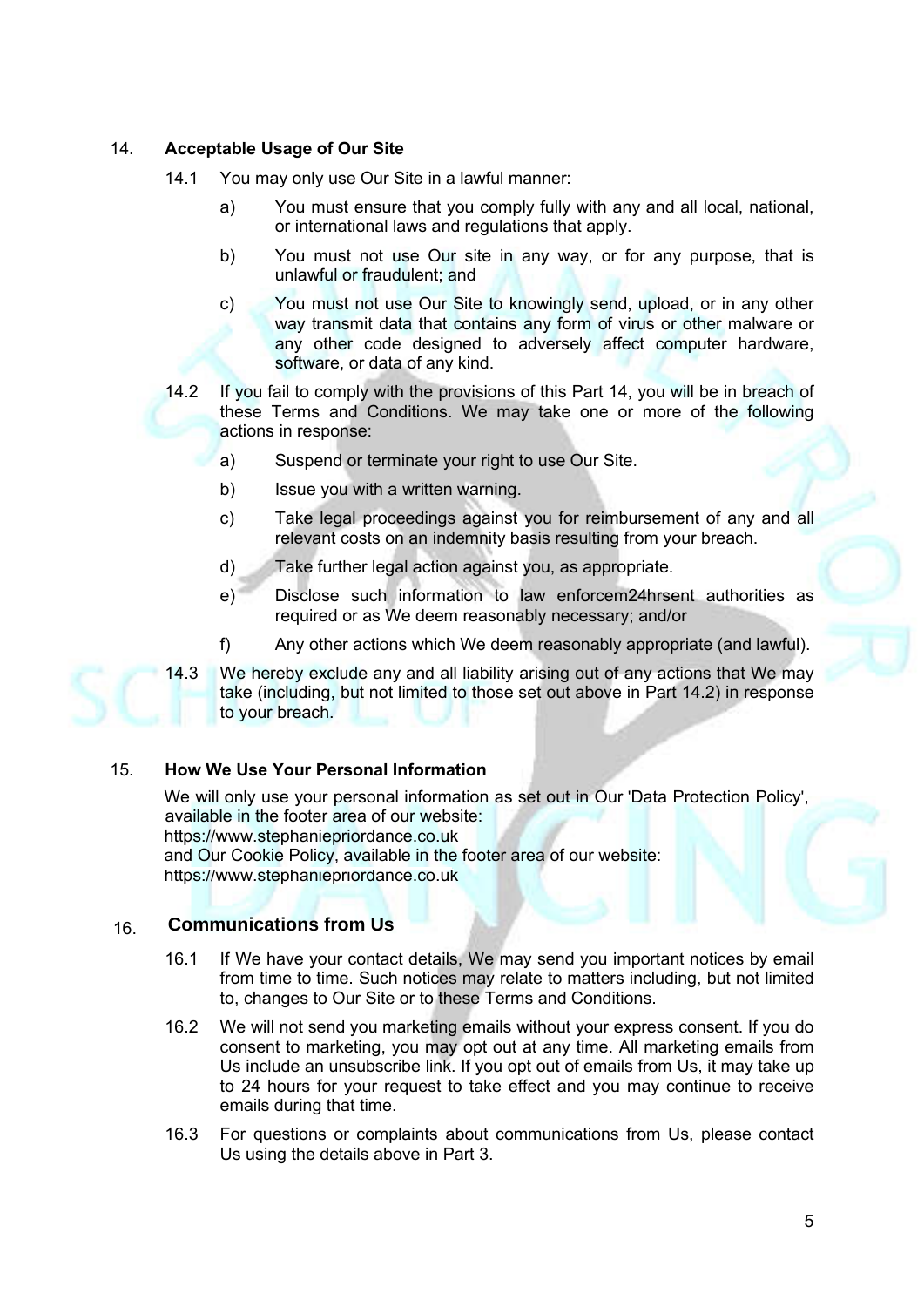## 14. Acceptable Usage of Our Site

14.1 You may only use Our Site in a lawful manner:

a) You must ensure that you comply fully with any and all local, national, or international laws and regulations that apply.

b) You must not use Our site in any way, or for any purpose, that is unlawful or fraudulent; and

c) You must not use Our Site to knowingly send, upload, or in any other way transmit data that contains any form of virus or other malware or any other code designed to adversely affect computer hardware, software, or data of any kind.

14.2 If you fail to comply with the provisions of this Part 14, you will be in breach of these Terms and Conditions. We may take one or more of the following actions in response:

a) Suspend or terminate your right to use Our Site.

b) Issue you with a written warning.

c) Take legal proceedings against you for reimbursement of any and all relevant costs on an indemnity basis resulting from your breach.

d) Take further legal action against you, as appropriate.

e) Disclose such information to law enforcem24hrsent authorities as required or as We deem reasonably necessary; and/or

f) Any other actions which We deem reasonably appropriate (and lawful).

14.3 We hereby exclude any and all liability arising out of any actions that We may take (including, but not limited to those set out above in Part 14.2) in response to your breach.

## 15. How We Use Your Personal Information

We will only use your personal information as set out in Our 'Data Protection Policy', available in the footer area of our website:
https://www.stephaniepriordance.co.uk
and Our Cookie Policy, available in the footer area of our website:
https://www.stephaniepriordance.co.uk

## 16. Communications from Us

16.1 If We have your contact details, We may send you important notices by email from time to time. Such notices may relate to matters including, but not limited to, changes to Our Site or to these Terms and Conditions.

16.2 We will not send you marketing emails without your express consent. If you do consent to marketing, you may opt out at any time. All marketing emails from Us include an unsubscribe link. If you opt out of emails from Us, it may take up to 24 hours for your request to take effect and you may continue to receive emails during that time.

16.3 For questions or complaints about communications from Us, please contact Us using the details above in Part 3.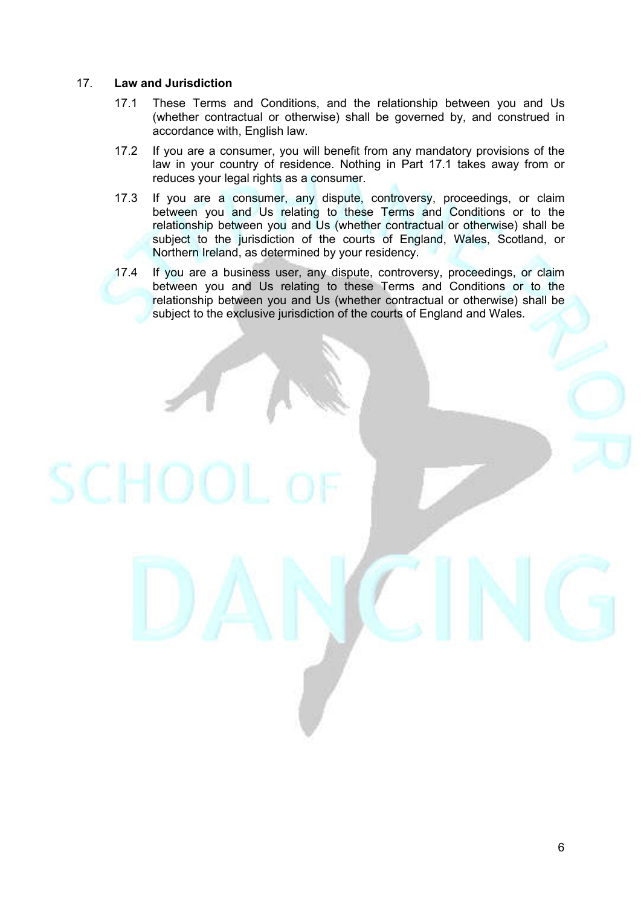## 17. Law and Jurisdiction

17.1 These Terms and Conditions, and the relationship between you and Us (whether contractual or otherwise) shall be governed by, and construed in accordance with, English law.

17.2 If you are a consumer, you will benefit from any mandatory provisions of the law in your country of residence. Nothing in Part 17.1 takes away from or reduces your legal rights as a consumer.

17.3 If you are a consumer, any dispute, controversy, proceedings, or claim between you and Us relating to these Terms and Conditions or to the relationship between you and Us (whether contractual or otherwise) shall be subject to the jurisdiction of the courts of England, Wales, Scotland, or Northern Ireland, as determined by your residency.

17.4 If you are a business user, any dispute, controversy, proceedings, or claim between you and Us relating to these Terms and Conditions or to the relationship between you and Us (whether contractual or otherwise) shall be subject to the exclusive jurisdiction of the courts of England and Wales.